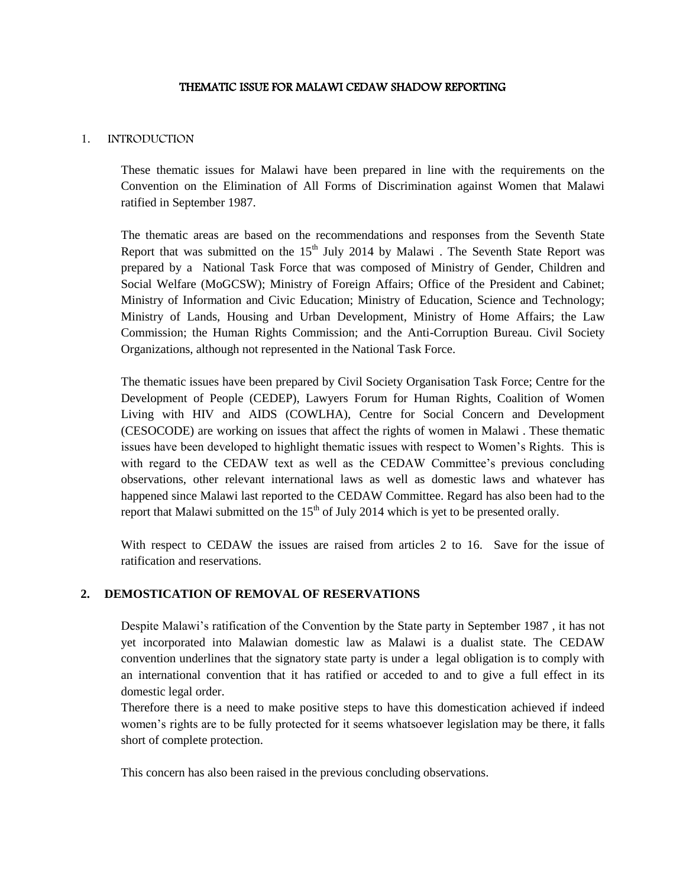# THEMATIC ISSUE FOR MALAWI CEDAW SHADOW REPORTING

## 1. INTRODUCTION

These thematic issues for Malawi have been prepared in line with the requirements on the Convention on the Elimination of All Forms of Discrimination against Women that Malawi ratified in September 1987.

The thematic areas are based on the recommendations and responses from the Seventh State Report that was submitted on the 15th July 2014 by Malawi . The Seventh State Report was prepared by a National Task Force that was composed of Ministry of Gender, Children and Social Welfare (MoGCSW); Ministry of Foreign Affairs; Office of the President and Cabinet; Ministry of Information and Civic Education; Ministry of Education, Science and Technology; Ministry of Lands, Housing and Urban Development, Ministry of Home Affairs; the Law Commission; the Human Rights Commission; and the Anti-Corruption Bureau. Civil Society Organizations, although not represented in the National Task Force.

The thematic issues have been prepared by Civil Society Organisation Task Force; Centre for the Development of People (CEDEP), Lawyers Forum for Human Rights, Coalition of Women Living with HIV and AIDS (COWLHA), Centre for Social Concern and Development (CESOCODE) are working on issues that affect the rights of women in Malawi . These thematic issues have been developed to highlight thematic issues with respect to Women's Rights. This is with regard to the CEDAW text as well as the CEDAW Committee's previous concluding observations, other relevant international laws as well as domestic laws and whatever has happened since Malawi last reported to the CEDAW Committee. Regard has also been had to the report that Malawi submitted on the 15th of July 2014 which is yet to be presented orally.

With respect to CEDAW the issues are raised from articles 2 to 16. Save for the issue of ratification and reservations.

## 2. DEMOSTICATION OF REMOVAL OF RESERVATIONS

Despite Malawi's ratification of the Convention by the State party in September 1987 , it has not yet incorporated into Malawian domestic law as Malawi is a dualist state. The CEDAW convention underlines that the signatory state party is under a legal obligation is to comply with an international convention that it has ratified or acceded to and to give a full effect in its domestic legal order.

Therefore there is a need to make positive steps to have this domestication achieved if indeed women's rights are to be fully protected for it seems whatsoever legislation may be there, it falls short of complete protection.

This concern has also been raised in the previous concluding observations.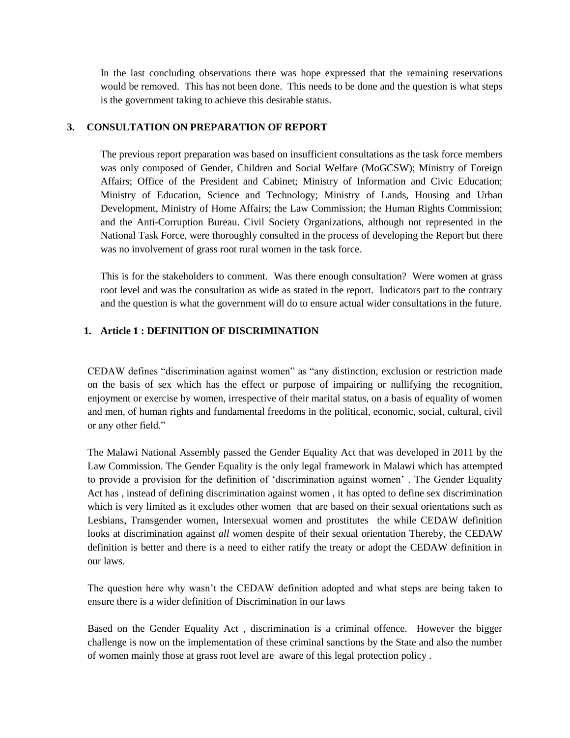In the last concluding observations there was hope expressed that the remaining reservations would be removed. This has not been done. This needs to be done and the question is what steps is the government taking to achieve this desirable status.

## 3. CONSULTATION ON PREPARATION OF REPORT

The previous report preparation was based on insufficient consultations as the task force members was only composed of Gender, Children and Social Welfare (MoGCSW); Ministry of Foreign Affairs; Office of the President and Cabinet; Ministry of Information and Civic Education; Ministry of Education, Science and Technology; Ministry of Lands, Housing and Urban Development, Ministry of Home Affairs; the Law Commission; the Human Rights Commission; and the Anti-Corruption Bureau. Civil Society Organizations, although not represented in the National Task Force, were thoroughly consulted in the process of developing the Report but there was no involvement of grass root rural women in the task force.

This is for the stakeholders to comment. Was there enough consultation? Were women at grass root level and was the consultation as wide as stated in the report. Indicators part to the contrary and the question is what the government will do to ensure actual wider consultations in the future.

## 1. Article 1 : DEFINITION OF DISCRIMINATION

CEDAW defines "discrimination against women" as "any distinction, exclusion or restriction made on the basis of sex which has the effect or purpose of impairing or nullifying the recognition, enjoyment or exercise by women, irrespective of their marital status, on a basis of equality of women and men, of human rights and fundamental freedoms in the political, economic, social, cultural, civil or any other field."

The Malawi National Assembly passed the Gender Equality Act that was developed in 2011 by the Law Commission. The Gender Equality is the only legal framework in Malawi which has attempted to provide a provision for the definition of 'discrimination against women' . The Gender Equality Act has , instead of defining discrimination against women , it has opted to define sex discrimination which is very limited as it excludes other women that are based on their sexual orientations such as Lesbians, Transgender women, Intersexual women and prostitutes the while CEDAW definition looks at discrimination against *all* women despite of their sexual orientation Thereby, the CEDAW definition is better and there is a need to either ratify the treaty or adopt the CEDAW definition in our laws.

The question here why wasn't the CEDAW definition adopted and what steps are being taken to ensure there is a wider definition of Discrimination in our laws

Based on the Gender Equality Act , discrimination is a criminal offence. However the bigger challenge is now on the implementation of these criminal sanctions by the State and also the number of women mainly those at grass root level are aware of this legal protection policy .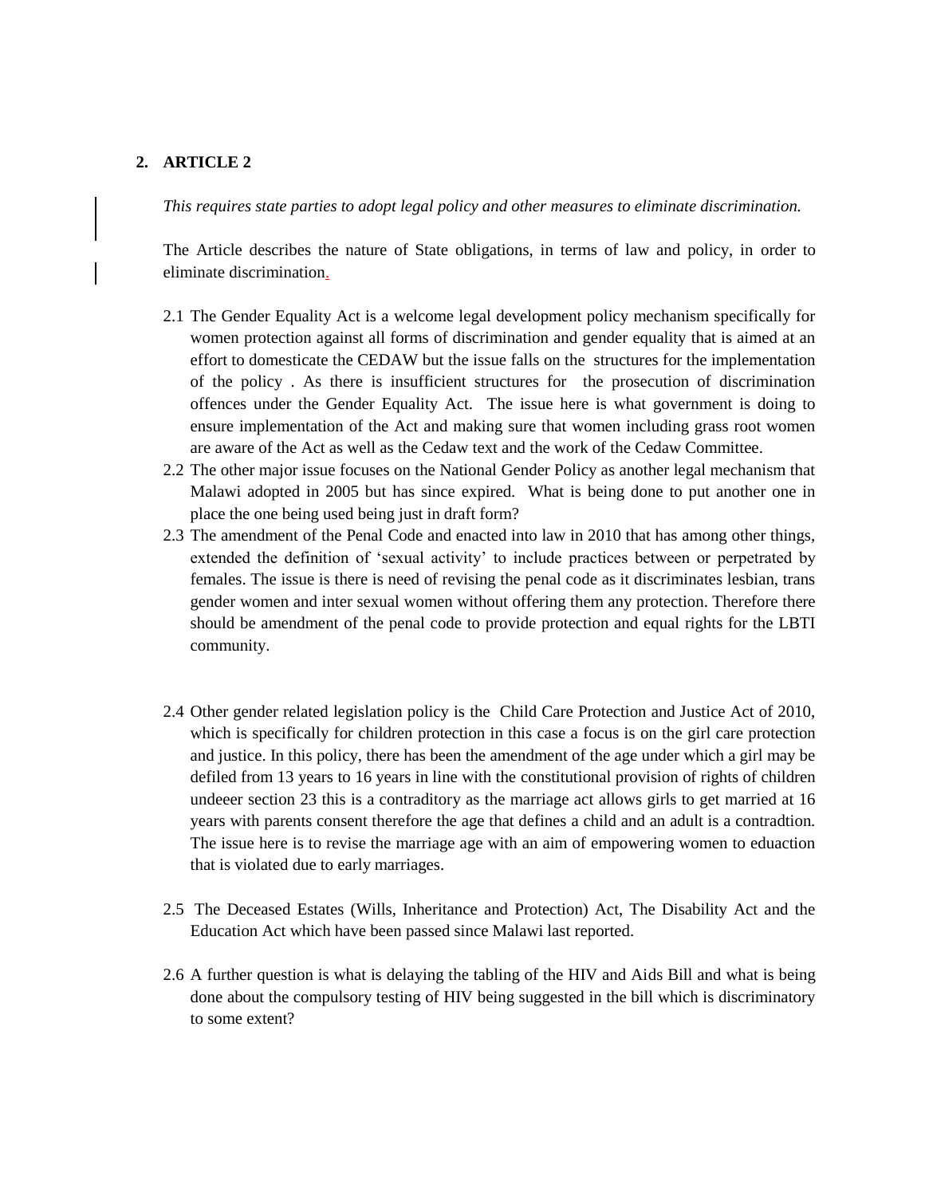## 2. ARTICLE 2

*This requires state parties to adopt legal policy and other measures to eliminate discrimination.*

The Article describes the nature of State obligations, in terms of law and policy, in order to eliminate discrimination.

2.1 The Gender Equality Act is a welcome legal development policy mechanism specifically for women protection against all forms of discrimination and gender equality that is aimed at an effort to domesticate the CEDAW but the issue falls on the structures for the implementation of the policy . As there is insufficient structures for the prosecution of discrimination offences under the Gender Equality Act. The issue here is what government is doing to ensure implementation of the Act and making sure that women including grass root women are aware of the Act as well as the Cedaw text and the work of the Cedaw Committee.

2.2 The other major issue focuses on the National Gender Policy as another legal mechanism that Malawi adopted in 2005 but has since expired. What is being done to put another one in place the one being used being just in draft form?

2.3 The amendment of the Penal Code and enacted into law in 2010 that has among other things, extended the definition of 'sexual activity' to include practices between or perpetrated by females. The issue is there is need of revising the penal code as it discriminates lesbian, trans gender women and inter sexual women without offering them any protection. Therefore there should be amendment of the penal code to provide protection and equal rights for the LBTI community.

2.4 Other gender related legislation policy is the Child Care Protection and Justice Act of 2010, which is specifically for children protection in this case a focus is on the girl care protection and justice. In this policy, there has been the amendment of the age under which a girl may be defiled from 13 years to 16 years in line with the constitutional provision of rights of children undeeer section 23 this is a contraditory as the marriage act allows girls to get married at 16 years with parents consent therefore the age that defines a child and an adult is a contradtion. The issue here is to revise the marriage age with an aim of empowering women to eduaction that is violated due to early marriages.

2.5 The Deceased Estates (Wills, Inheritance and Protection) Act, The Disability Act and the Education Act which have been passed since Malawi last reported.

2.6 A further question is what is delaying the tabling of the HIV and Aids Bill and what is being done about the compulsory testing of HIV being suggested in the bill which is discriminatory to some extent?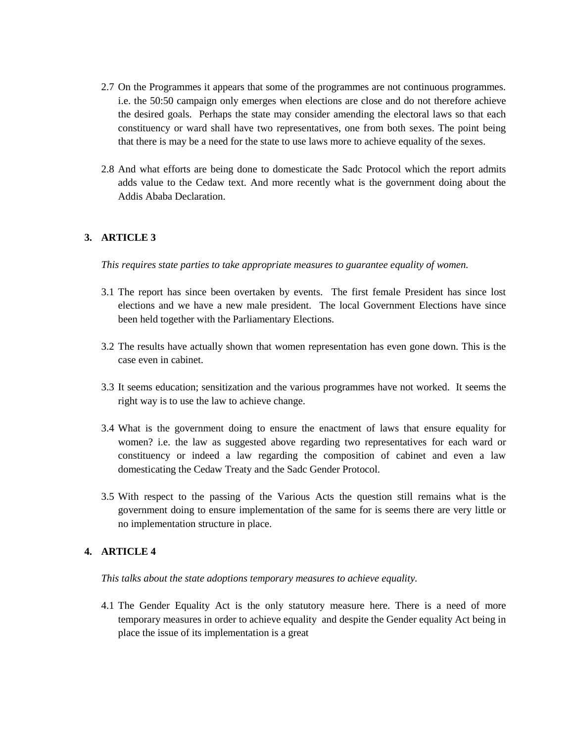2.7 On the Programmes it appears that some of the programmes are not continuous programmes. i.e. the 50:50 campaign only emerges when elections are close and do not therefore achieve the desired goals. Perhaps the state may consider amending the electoral laws so that each constituency or ward shall have two representatives, one from both sexes. The point being that there is may be a need for the state to use laws more to achieve equality of the sexes.

2.8 And what efforts are being done to domesticate the Sadc Protocol which the report admits adds value to the Cedaw text. And more recently what is the government doing about the Addis Ababa Declaration.

## 3. ARTICLE 3

*This requires state parties to take appropriate measures to guarantee equality of women.*

3.1 The report has since been overtaken by events. The first female President has since lost elections and we have a new male president. The local Government Elections have since been held together with the Parliamentary Elections.

3.2 The results have actually shown that women representation has even gone down. This is the case even in cabinet.

3.3 It seems education; sensitization and the various programmes have not worked. It seems the right way is to use the law to achieve change.

3.4 What is the government doing to ensure the enactment of laws that ensure equality for women? i.e. the law as suggested above regarding two representatives for each ward or constituency or indeed a law regarding the composition of cabinet and even a law domesticating the Cedaw Treaty and the Sadc Gender Protocol.

3.5 With respect to the passing of the Various Acts the question still remains what is the government doing to ensure implementation of the same for is seems there are very little or no implementation structure in place.

## 4. ARTICLE 4

*This talks about the state adoptions temporary measures to achieve equality.*

4.1 The Gender Equality Act is the only statutory measure here. There is a need of more temporary measures in order to achieve equality and despite the Gender equality Act being in place the issue of its implementation is a great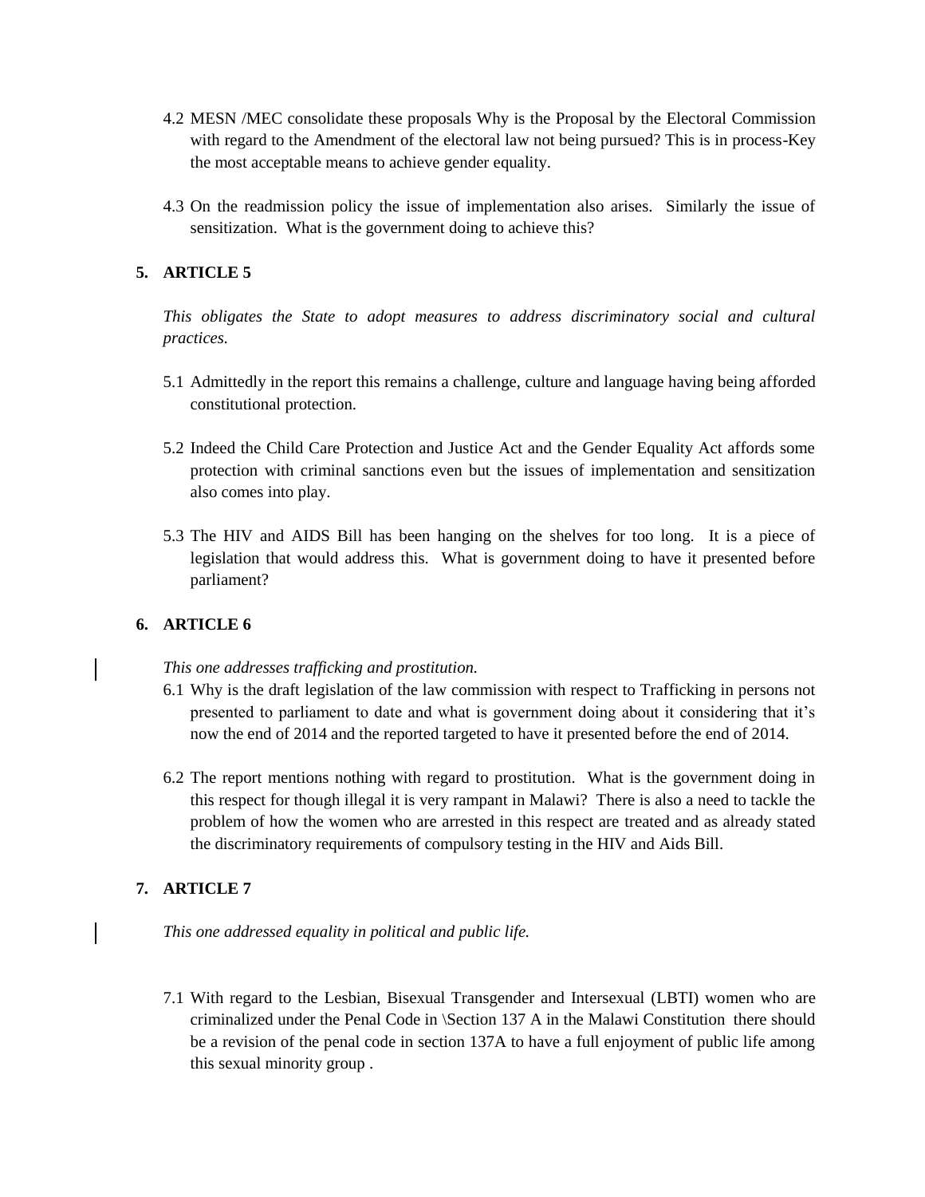4.2 MESN /MEC consolidate these proposals Why is the Proposal by the Electoral Commission with regard to the Amendment of the electoral law not being pursued? This is in process-Key the most acceptable means to achieve gender equality.

4.3 On the readmission policy the issue of implementation also arises. Similarly the issue of sensitization. What is the government doing to achieve this?

**5. ARTICLE 5**

*This obligates the State to adopt measures to address discriminatory social and cultural practices.*

5.1 Admittedly in the report this remains a challenge, culture and language having being afforded constitutional protection.

5.2 Indeed the Child Care Protection and Justice Act and the Gender Equality Act affords some protection with criminal sanctions even but the issues of implementation and sensitization also comes into play.

5.3 The HIV and AIDS Bill has been hanging on the shelves for too long. It is a piece of legislation that would address this. What is government doing to have it presented before parliament?

**6. ARTICLE 6**

*This one addresses trafficking and prostitution.*

6.1 Why is the draft legislation of the law commission with respect to Trafficking in persons not presented to parliament to date and what is government doing about it considering that it's now the end of 2014 and the reported targeted to have it presented before the end of 2014.

6.2 The report mentions nothing with regard to prostitution. What is the government doing in this respect for though illegal it is very rampant in Malawi? There is also a need to tackle the problem of how the women who are arrested in this respect are treated and as already stated the discriminatory requirements of compulsory testing in the HIV and Aids Bill.

**7. ARTICLE 7**

*This one addressed equality in political and public life.*

7.1 With regard to the Lesbian, Bisexual Transgender and Intersexual (LBTI) women who are criminalized under the Penal Code in \Section 137 A in the Malawi Constitution there should be a revision of the penal code in section 137A to have a full enjoyment of public life among this sexual minority group .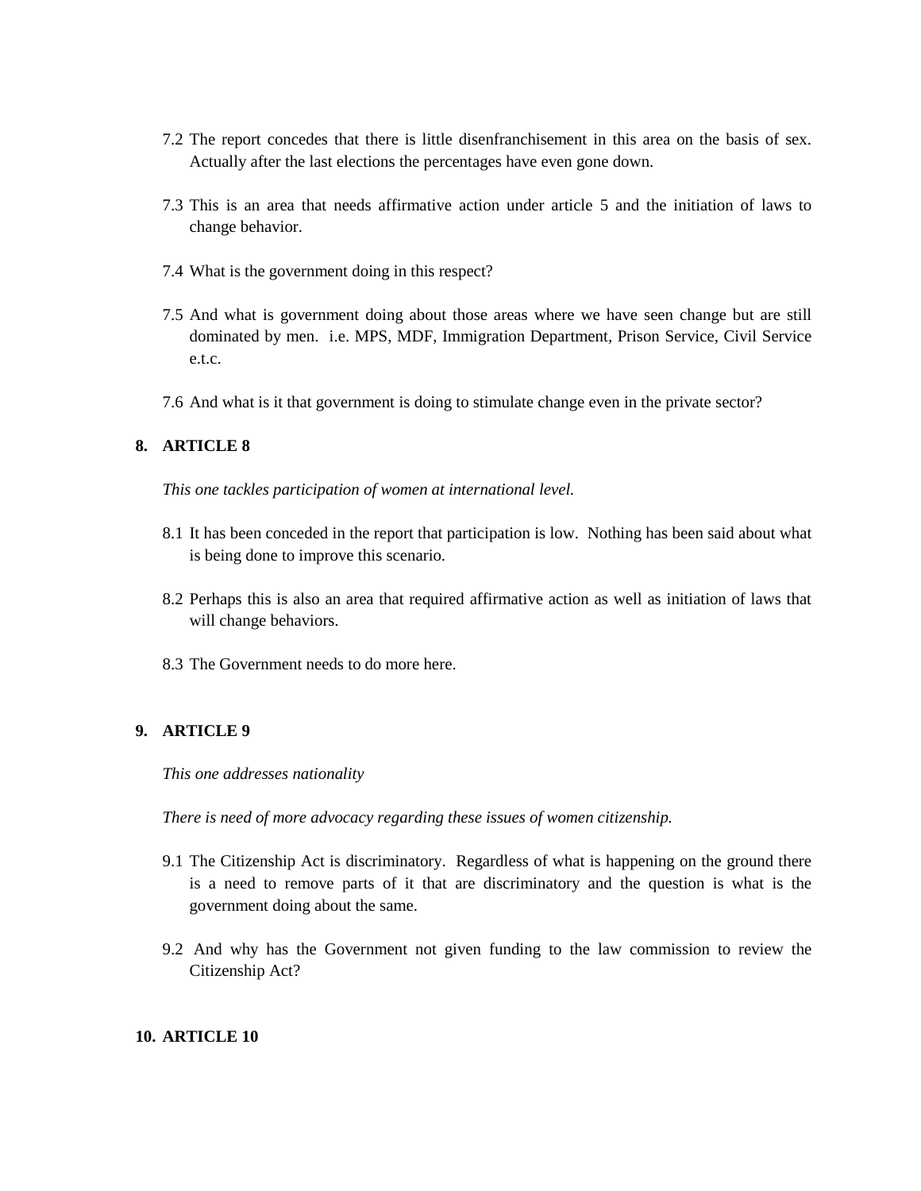7.2 The report concedes that there is little disenfranchisement in this area on the basis of sex. Actually after the last elections the percentages have even gone down.

7.3 This is an area that needs affirmative action under article 5 and the initiation of laws to change behavior.

7.4 What is the government doing in this respect?

7.5 And what is government doing about those areas where we have seen change but are still dominated by men. i.e. MPS, MDF, Immigration Department, Prison Service, Civil Service e.t.c.

7.6 And what is it that government is doing to stimulate change even in the private sector?

## 8. ARTICLE 8

*This one tackles participation of women at international level.*

8.1 It has been conceded in the report that participation is low. Nothing has been said about what is being done to improve this scenario.

8.2 Perhaps this is also an area that required affirmative action as well as initiation of laws that will change behaviors.

8.3 The Government needs to do more here.

## 9. ARTICLE 9

*This one addresses nationality*

*There is need of more advocacy regarding these issues of women citizenship.*

9.1 The Citizenship Act is discriminatory. Regardless of what is happening on the ground there is a need to remove parts of it that are discriminatory and the question is what is the government doing about the same.

9.2 And why has the Government not given funding to the law commission to review the Citizenship Act?

## 10. ARTICLE 10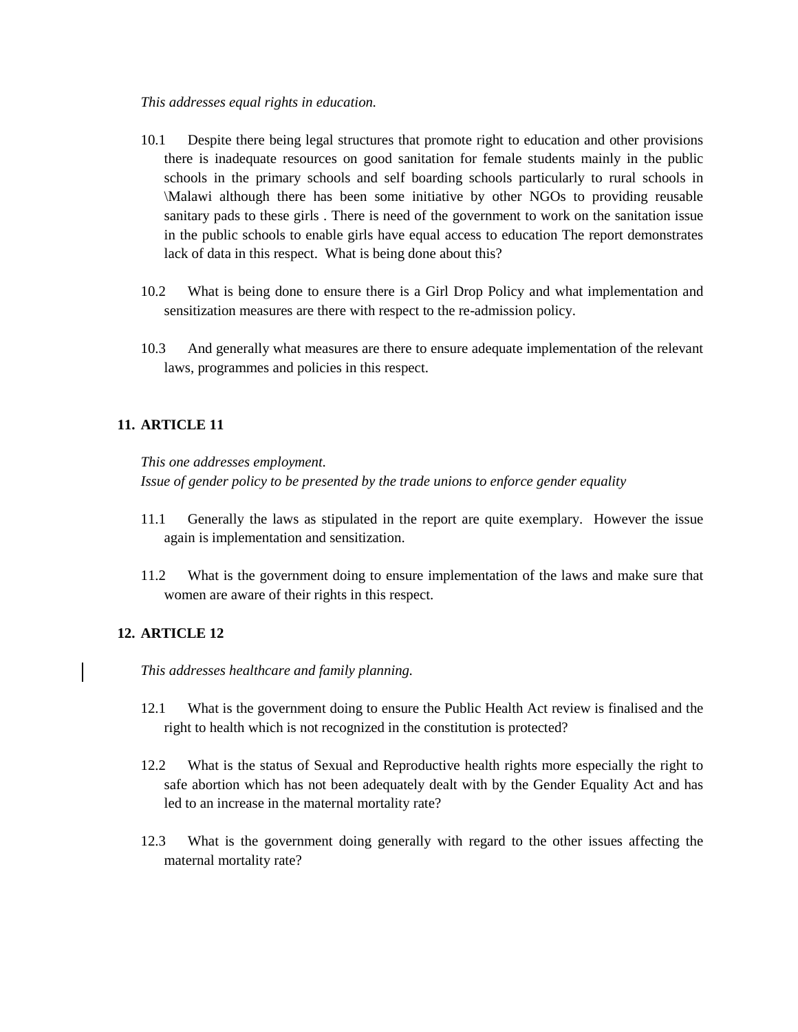*This addresses equal rights in education.*

10.1 Despite there being legal structures that promote right to education and other provisions there is inadequate resources on good sanitation for female students mainly in the public schools in the primary schools and self boarding schools particularly to rural schools in \Malawi although there has been some initiative by other NGOs to providing reusable sanitary pads to these girls . There is need of the government to work on the sanitation issue in the public schools to enable girls have equal access to education The report demonstrates lack of data in this respect. What is being done about this?

10.2 What is being done to ensure there is a Girl Drop Policy and what implementation and sensitization measures are there with respect to the re-admission policy.

10.3 And generally what measures are there to ensure adequate implementation of the relevant laws, programmes and policies in this respect.

## 11. ARTICLE 11

*This one addresses employment.*
*Issue of gender policy to be presented by the trade unions to enforce gender equality*

11.1 Generally the laws as stipulated in the report are quite exemplary. However the issue again is implementation and sensitization.

11.2 What is the government doing to ensure implementation of the laws and make sure that women are aware of their rights in this respect.

## 12. ARTICLE 12

*This addresses healthcare and family planning.*

12.1 What is the government doing to ensure the Public Health Act review is finalised and the right to health which is not recognized in the constitution is protected?

12.2 What is the status of Sexual and Reproductive health rights more especially the right to safe abortion which has not been adequately dealt with by the Gender Equality Act and has led to an increase in the maternal mortality rate?

12.3 What is the government doing generally with regard to the other issues affecting the maternal mortality rate?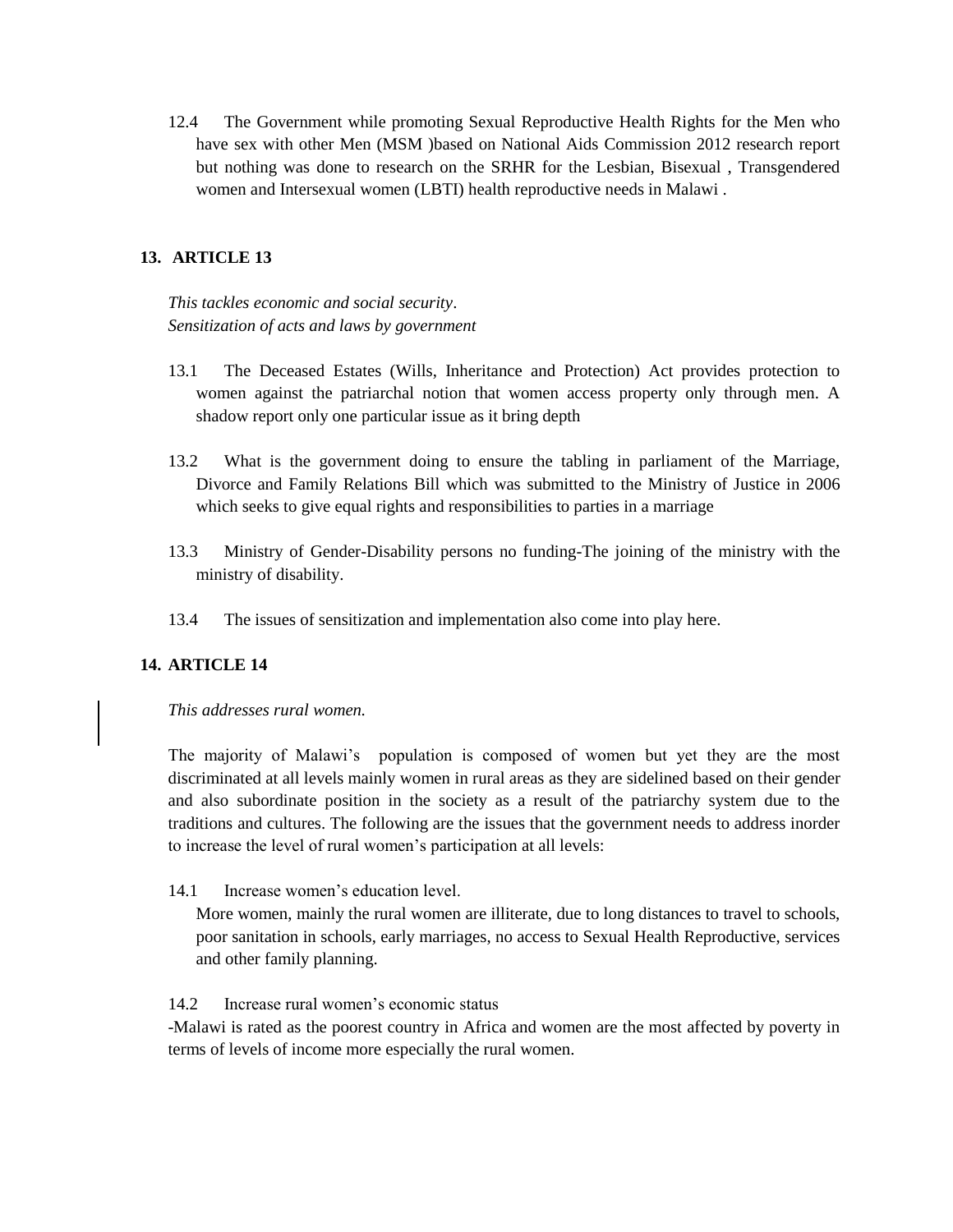12.4 The Government while promoting Sexual Reproductive Health Rights for the Men who have sex with other Men (MSM )based on National Aids Commission 2012 research report but nothing was done to research on the SRHR for the Lesbian, Bisexual , Transgendered women and Intersexual women (LBTI) health reproductive needs in Malawi .

## 13. ARTICLE 13

*This tackles economic and social security.*
*Sensitization of acts and laws by government*

13.1 The Deceased Estates (Wills, Inheritance and Protection) Act provides protection to women against the patriarchal notion that women access property only through men. A shadow report only one particular issue as it bring depth

13.2 What is the government doing to ensure the tabling in parliament of the Marriage, Divorce and Family Relations Bill which was submitted to the Ministry of Justice in 2006 which seeks to give equal rights and responsibilities to parties in a marriage

13.3 Ministry of Gender-Disability persons no funding-The joining of the ministry with the ministry of disability.

13.4 The issues of sensitization and implementation also come into play here.

## 14. ARTICLE 14

*This addresses rural women.*

The majority of Malawi's population is composed of women but yet they are the most discriminated at all levels mainly women in rural areas as they are sidelined based on their gender and also subordinate position in the society as a result of the patriarchy system due to the traditions and cultures. The following are the issues that the government needs to address inorder to increase the level of rural women's participation at all levels:

14.1 Increase women's education level.
More women, mainly the rural women are illiterate, due to long distances to travel to schools, poor sanitation in schools, early marriages, no access to Sexual Health Reproductive, services and other family planning.

14.2 Increase rural women's economic status
-Malawi is rated as the poorest country in Africa and women are the most affected by poverty in terms of levels of income more especially the rural women.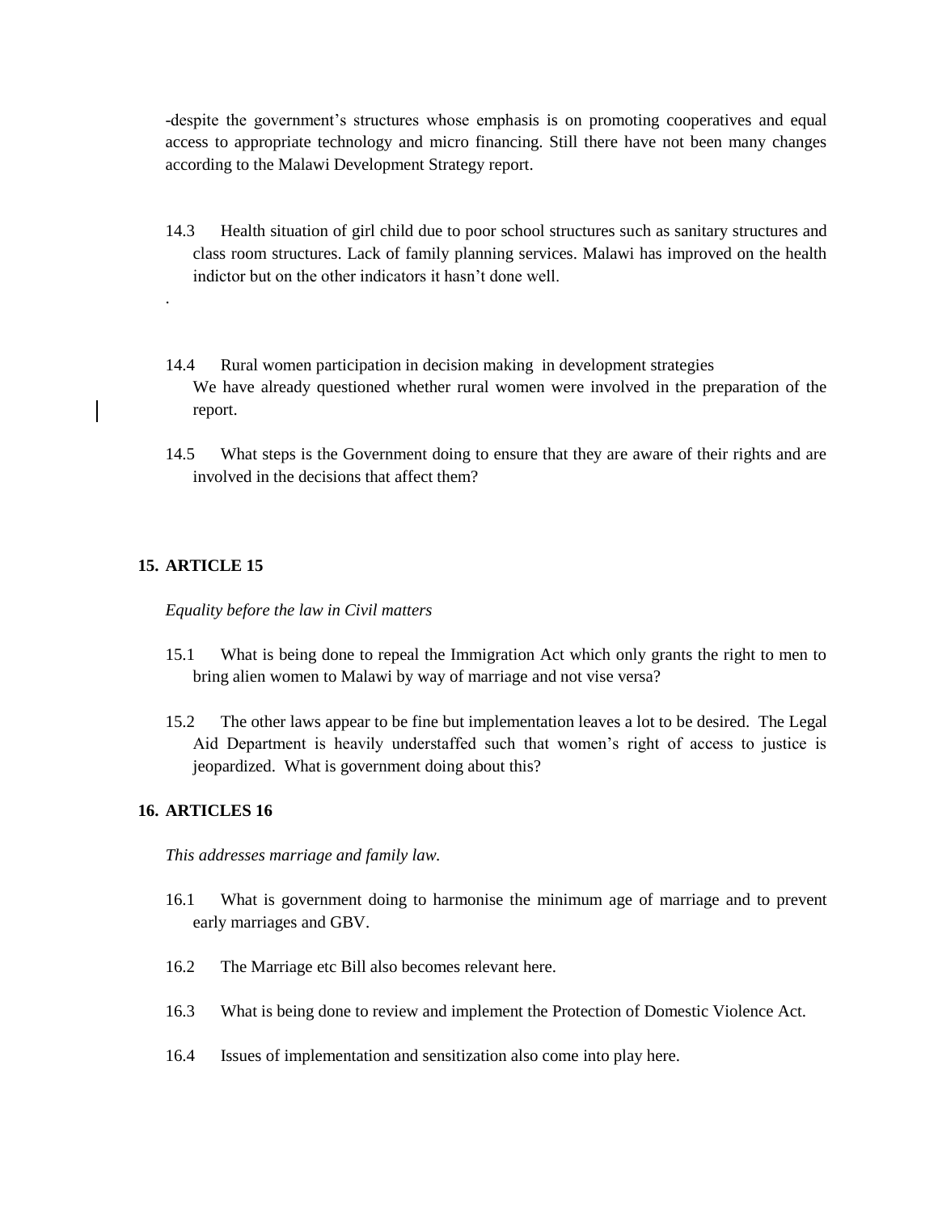-despite the government's structures whose emphasis is on promoting cooperatives and equal access to appropriate technology and micro financing. Still there have not been many changes according to the Malawi Development Strategy report.

14.3 Health situation of girl child due to poor school structures such as sanitary structures and class room structures. Lack of family planning services. Malawi has improved on the health indictor but on the other indicators it hasn't done well.

.

14.4 Rural women participation in decision making in development strategies
We have already questioned whether rural women were involved in the preparation of the report.

14.5 What steps is the Government doing to ensure that they are aware of their rights and are involved in the decisions that affect them?

## 15. ARTICLE 15

*Equality before the law in Civil matters*

15.1 What is being done to repeal the Immigration Act which only grants the right to men to bring alien women to Malawi by way of marriage and not vise versa?

15.2 The other laws appear to be fine but implementation leaves a lot to be desired. The Legal Aid Department is heavily understaffed such that women's right of access to justice is jeopardized. What is government doing about this?

## 16. ARTICLES 16

*This addresses marriage and family law.*

16.1 What is government doing to harmonise the minimum age of marriage and to prevent early marriages and GBV.

16.2 The Marriage etc Bill also becomes relevant here.

16.3 What is being done to review and implement the Protection of Domestic Violence Act.

16.4 Issues of implementation and sensitization also come into play here.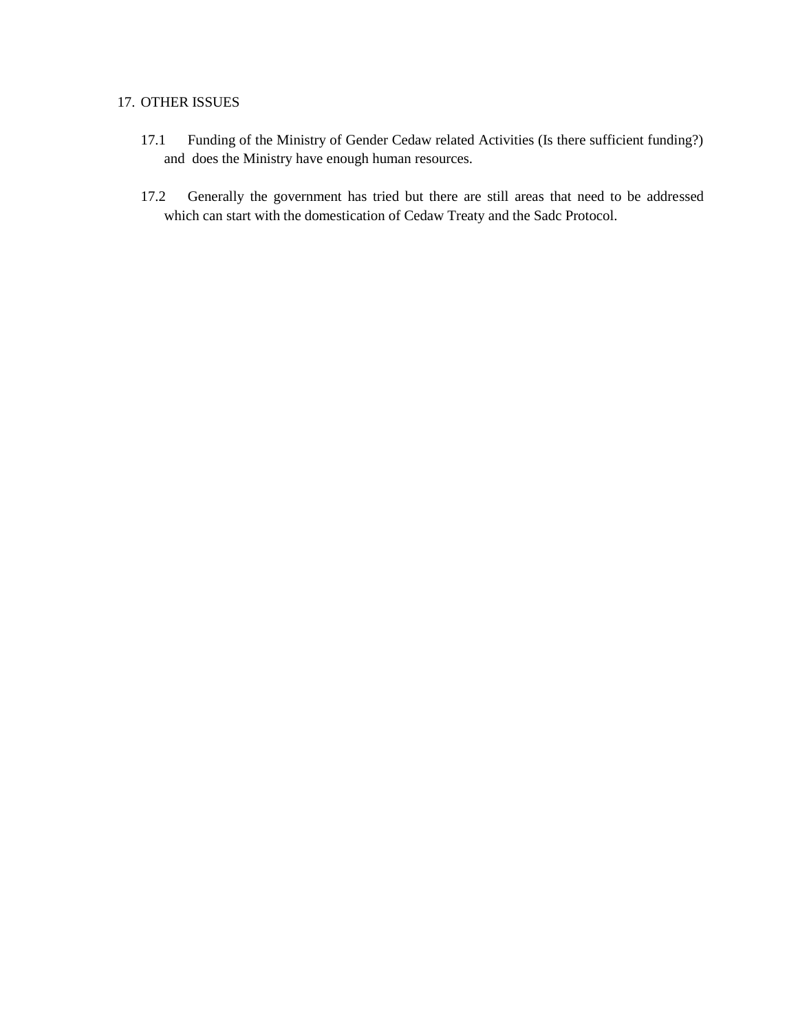17. OTHER ISSUES

17.1 Funding of the Ministry of Gender Cedaw related Activities (Is there sufficient funding?) and does the Ministry have enough human resources.

17.2 Generally the government has tried but there are still areas that need to be addressed which can start with the domestication of Cedaw Treaty and the Sadc Protocol.